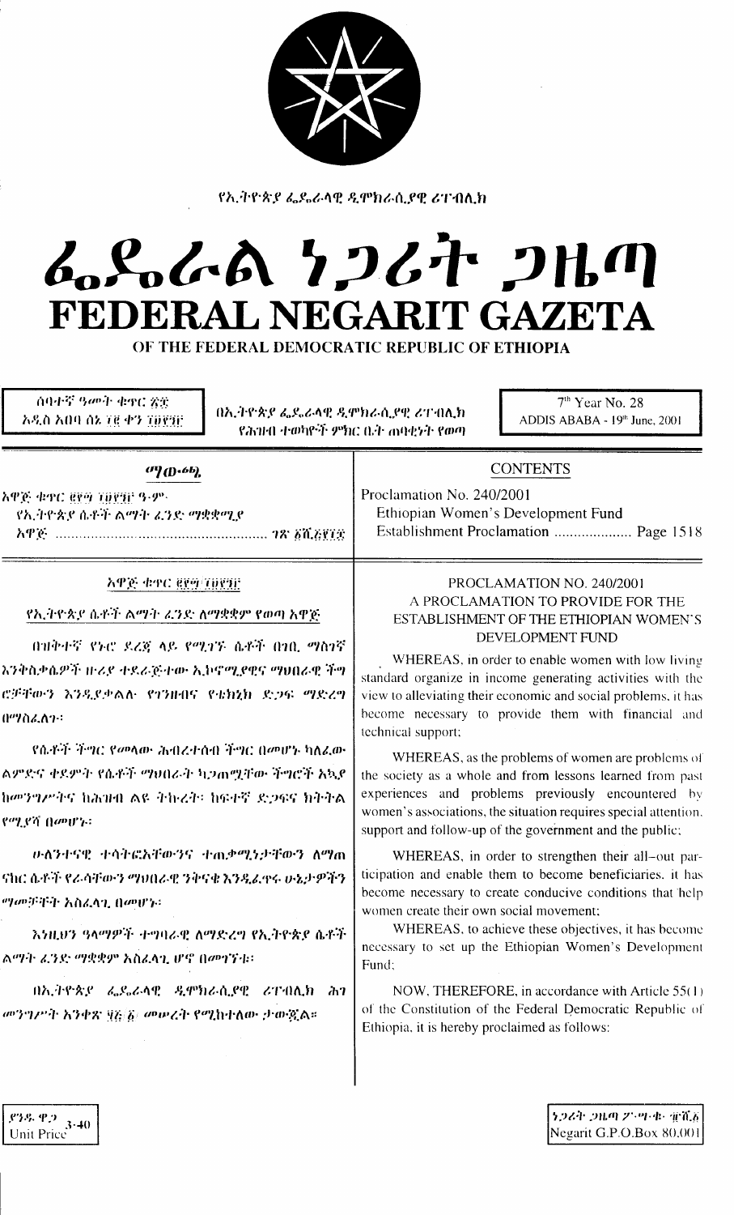የኢትዮጵያ ፌዴራላዊ ዲሞክራሲያዊ ሪፐብሊክ

# ፌዴራል ነጋሪት ጋዜጣ
# FEDERAL NEGARIT GAZETA
## OF THE FEDERAL DEMOCRATIC REPUBLIC OF ETHIOPIA

ሰባተኛ ዓመት ቁጥር ፳፰
አዲስ አበባ ሰኔ ፲፪ ቀን ፲፱፻፺፫

በኢትዮጵያ ፌዴራላዊ ዲሞክራሲያዊ ሪፐብሊክ የሕዝብ ተወካዮች ምክር ቤት ጠባቂነት የወጣ

7th Year No. 28
ADDIS ABABA - 19th June, 2001

| ማውጫ | CONTENTS |
| --- | --- |
| አዋጅ ቁጥር ፪፻፵ /፲፱፻፺፫ ዓ.ም. የኢትዮጵያ ሴቶች ልማት ፈንድ ማቋቋሚያ አዋጅ ..................... ገጽ ፩ሺ፭፻፲፰ | Proclamation No. 240/2001 Ethiopian Women's Development Fund Establishment Proclamation .................... Page 1518 |

### አዋጅ ቁጥር ፪፻፵ /፲፱፻፺፫

### የኢትዮጵያ ሴቶች ልማት ፈንድ ለማቋቋም የወጣ አዋጅ

በዝቅተኛ የኑሮ ደረጃ ላይ የሚገኙ ሴቶች በገቢ ማስገኛ እንቅስቃሴዎች ዙሪያ ተደራጅተው ኢኮኖሚያዊና ማህበራዊ ችግሮቻቸውን እንዲያቃልሉ የገንዘብና የቴክኒክ ድጋፍ ማድረግ በማስፈለጉ፤

የሴቶች ችግር የመላው ሕብረተሰብ ችግር በመሆኑ ካለፈው ልምድና ቀደም ሲል የሴቶች ማህበራት ካጋጠሟቸው ችግሮች አኳያ ከመንግሥትና ከሕዝብ ልዩ ትኩረት፣ ከፍተኛ ድጋፍና ክትትል የሚያሻ በመሆኑ፤

ሁለንተናዊ ተሳትፎአቸውንና ተጠቃሚነታቸውን ለማጠናከር ሴቶች የራሳቸውን ማህበራዊ ንቅናቄ እንዲፈጥሩ ሁኔታዎችን ማመቻቸት አስፈላጊ በመሆኑ፤

እነዚህን ዓላማዎች ተግባራዊ ለማድረግ የኢትዮጵያ ሴቶች ልማት ፈንድ ማቋቋም አስፈላጊ ሆኖ በመገኘቱ፤

በኢትዮጵያ ፌዴራላዊ ዲሞክራሲያዊ ሪፐብሊክ ሕገ መንግሥት አንቀጽ ፶፭ (፩) መሠረት የሚከተለው ታውጇል።

### PROCLAMATION NO. 240/2001
### A PROCLAMATION TO PROVIDE FOR THE ESTABLISHMENT OF THE ETHIOPIAN WOMEN'S DEVELOPMENT FUND

WHEREAS, in order to enable women with low living standard organize in income generating activities with the view to alleviating their economic and social problems, it has become necessary to provide them with financial and technical support;

WHEREAS, as the problems of women are problems of the society as a whole and from lessons learned from past experiences and problems previously encountered by women's associations, the situation requires special attention, support and follow-up of the government and the public;

WHEREAS, in order to strengthen their all-out participation and enable them to become beneficiaries, it has become necessary to create conducive conditions that help women create their own social movement;

WHEREAS, to achieve these objectives, it has become necessary to set up the Ethiopian Women's Development Fund;

NOW, THEREFORE, in accordance with Article 55(1) of the Constitution of the Federal Democratic Republic of Ethiopia, it is hereby proclaimed as follows:

ያንዱ ዋጋ 3.40
Unit Price

ነጋሪት ጋዜጣ ፖ.ሣ.ቁ. ፹ሺ፩
Negarit G.P.O.Box 80,001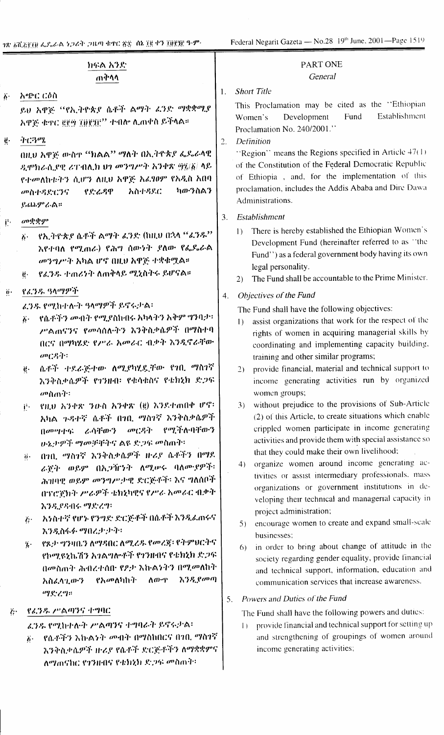## ክፍል አንድ
### ጠቅላላ

፩· አጭር ርዕስ

ይህ አዋጅ "የኢትዮጵያ ሴቶች ልማት ፈንድ ማቋቋሚያ አዋጅ ቁጥር ፪፻፵/፲፱፻፺፫" ተብሎ ሊጠቀስ ይችላል።

፪· ትርጓሜ

በዚህ አዋጅ ውስጥ "ክልል" ማለት በኢትዮጵያ ፌዴራላዊ ዲሞክራሲያዊ ሪፐብሊክ ህገ መንግሥት አንቀጽ ፵፯/፩/ ላይ የተመለከቱትን ሲሆን ለዚህ አዋጅ አፈፃፀም የአዲስ አበባ መስተዳድርንና የድሬዳዋ አስተዳደር ካውንስልን ይጨምራል።

፫· መቋቋም

፩· የኢትዮጵያ ሴቶች ልማት ፈንድ (ከዚህ በኋላ "ፈንዱ" እየተባለ የሚጠራ) የሕግ ሰውነት ያለው የፌዴራል መንግሥት አካል ሆኖ በዚህ አዋጅ ተቋቁሟል።

፪· የፈንዱ ተጠሪነት ለጠቅላይ ሚኒስትሩ ይሆናል።

፬· የፈንዱ ዓላማዎች

ፈንዱ የሚከተሉት ዓላማዎች ይኖሩታል፡

፩· የሴቶችን መብት የሚያስከብሩ አካላትን አቅም ግንባታ፣ ሥልጠናና የመሳሰሉትን እንቅስቃሴዎች በማስተባበርና በማካሄድ የሥራ አመራር ብቃት እንዲኖራቸው መርዳት፣

፪· ሴቶች ተደራጅተው ለሚያካሂዷቸው የገቢ ማስገኛ እንቅስቃሴዎች የገንዘብ፣ የቁሳቁስና የቴክኒክ ድጋፍ መስጠት፣

፫· የዚህ አንቀጽ ንዑስ አንቀጽ (፪) እንደተጠበቀ ሆኖ፣ አካል ጉዳተኛ ሴቶች በገቢ ማስገኛ እንቅስቃሴዎች በመሣተፍ ራሳቸውን መርዳት የሚችሉባቸውን ሁኔታዎች ማመቻቸትና ልዩ ድጋፍ መስጠት፣

፬· በገቢ ማስገኛ እንቅስቃሴዎች ዙሪያ ሴቶችን በማደራጀት ወይም በአጋዥነት ለሚሠሩ ባለሙያዎች፣ ሕዝባዊ ወይም መንግሥታዊ ድርጅቶች፣ እና ግለሰቦች በፕሮጀክት ሥራዎች ቴክኒካዊና የሥራ አመራር ብቃት እንዲያዳብሩ ማድረግ፣

፭· አነስተኛ የሆኑ የንግድ ድርጅቶች በሴቶች እንዲፈጠሩና እንዲስፋፉ ማበረታታት፣

፮· የጾታ ግንዛቤን ለማዳበር ለሚረዱ የመረጃ፣ የትምህርትና የኮሚዩኒኬሽን አገልግሎቶች የገንዘብና የቴክኒክ ድጋፍ በመስጠት ሕብረተሰቡ የፆታ እኩልነትን በሚመለከት አስፈላጊውን የአመለካከት ለውጥ እንዲያመጣ ማድረግ።

፭· የፈንዱ ሥልጣንና ተግባር

ፈንዱ የሚከተሉት ሥልጣንና ተግባራት ይኖሩታል፡

፩· የሴቶችን እኩልነት መብት በማስከበርና በገቢ ማስገኛ እንቅስቃሴዎች ዙሪያ የሴቶች ድርጅቶችን ለማቋቋምና ለማጠናከር የገንዘብና የቴክኒክ ድጋፍ መስጠት፣

## PART ONE
### *General*

1. *Short Title*

This Proclamation may be cited as the "Ethiopian Women's Development Fund Establishment Proclamation No. 240/2001."

2. *Definition*

"Region" means the Regions specified in Article 47(1) of the Constitution of the Federal Democratic Republic of Ethiopia , and, for the implementation of this proclamation, includes the Addis Ababa and Dire Dawa Administrations.

3. *Establishment*

1) There is hereby established the Ethiopian Women's Development Fund (hereinafter referred to as "the Fund") as a federal government body having its own legal personality.

2) The Fund shall be accountable to the Prime Minister.

4. *Objectives of the Fund*

The Fund shall have the following objectives:

1) assist organizations that work for the respect of the rights of women in acquiring managerial skills by coordinating and implementing capacity building, training and other similar programs;

2) provide financial, material and technical support to income generating activities run by organized women groups;

3) without prejudice to the provisions of Sub-Article (2) of this Article, to create situations which enable crippled women participate in income generating activities and provide them with special assistance so that they could make their own livelihood;

4) organize women around income generating activities or assist intermediary professionals, mass organizations or government institutions in developing their technical and managerial capacity in project administration;

5) encourage women to create and expand small-scale businesses;

6) in order to bring about change of attitude in the society regarding gender equality, provide financial and technical support, information, education and communication services that increase awareness.

5. *Powers and Duties of the Fund*

The Fund shall have the following powers and duties:

1) provide financial and technical support for setting up and strengthening of groupings of women around income generating activities;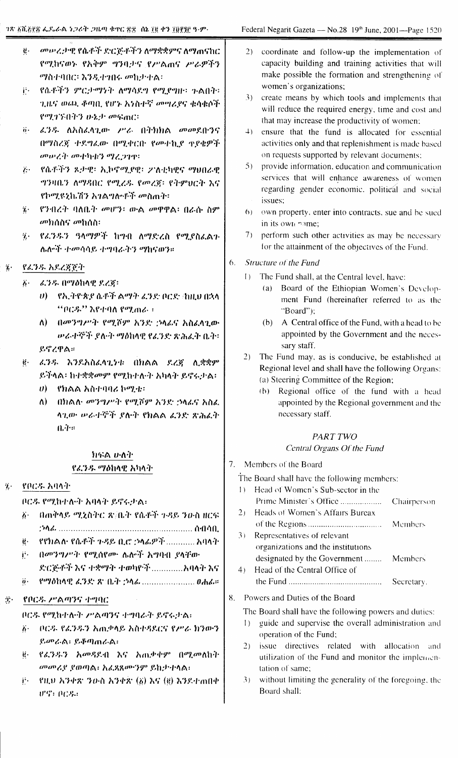፪· መሠረታዊ የሴቶች ድርጅቶችን ለማቋቋምና ለማጠናከር የሚከናወኑ የአቅም ግንባታና የሥልጠና ሥራዎችን ማስተባበር፣ እንዲተገበሩ መከታተል፤

፫· የሴቶችን ምርታማነት ለማሳደግ የሚያግዙ፣ ጉልበት፣ ጊዜና ወጪ ቆጣቢ የሆኑ አነስተኛ መሣሪያና ቁሳቁሶች የሚገኙበትን ሁኔታ መፍጠር፤

፬· ፈንዱ ለአስፈላጊው ሥራ በትክክል መመደቡንና በማስረጃ ተደግፈው በሚቀርቡ የመተኪያ ጥያቄዎች መሠረት መተካቱን ማረጋገጥ፤

፭· የሴቶችን ጾታዊ፣ ኢኮኖሚያዊ፣ ፖለቲካዊና ማህበራዊ ግንዛቤ ለማዳበር የሚረዱ የመረጃ፣ የትምህርት እና የኮሚዩኒኬሽን አገልግሎቶች መስጠት፤

፮· የንብረት ባለቤት መሆን፣ ውል መዋዋል፣ በራሱ ስም መክሰስና መከሰስ፤

፯· የፈንዱን ዓላማዎች ከግብ ለማድረስ የሚያስፈልጉ ሌሎች ተመሳሳይ ተግባራትን ማከናወን።

፮· **የፈንዱ አደረጃጀት**

፩· ፈንዱ በማዕከላዊ ደረጃ፤

ሀ) የኢትዮጵያ ሴቶች ልማት ፈንድ ቦርድ (ከዚህ በኋላ "ቦርዱ" እየተባለ የሚጠራ)፣

ለ) በመንግሥት የሚሾም አንድ ኃላፊና አስፈላጊው ሠራተኞች ያሉት ማዕከላዊ የፈንድ ጽሕፈት ቤት፣

ይኖረዋል።

፪· ፈንዱ እንደአስፈላጊነቱ በክልል ደረጃ ሊቋቋም ይችላል፤ ከተቋቋመም የሚከተሉት አካላት ይኖሩታል፤

ሀ) የክልል አስተባባሪ ኮሚቴ፤

ለ) በክልሉ መንግሥት የሚሾም አንድ ኃላፊና አስፈላጊው ሠራተኞች ያሉት የክልል ፈንድ ጽሕፈት ቤት።

## ክፍል ሁለት
### የፈንዱ ማዕከላዊ አካላት

፯· **የቦርዱ አባላት**

ቦርዱ የሚከተሉት አባላት ይኖሩታል፤

፩· በጠቅላይ ሚኒስትር ጽ/ቤት የሴቶች ጉዳይ ንዑስ ዘርፍ ኃላፊ ........................................................ ሰብሳቢ

፪· የክልል የሴቶች ጉዳይ ቢሮ ኃላፊዎች ............ አባላት

፫· በመንግሥት የሚሰየሙ ሌሎች አግባብ ያላቸው ድርጅቶችና ተቋማት ተወካዮች .............አባላት እና

፬· የማዕከላዊ ፈንድ ጽ ቤት ኃላፊ ...................... ፀሐፊ።

፰· **የቦርዱ ሥልጣንና ተግባር**

ቦርዱ የሚከተሉት ሥልጣንና ተግባራት ይኖሩታል፤

፩· በቦርዱ የፈንዱን አጠቃላይ አስተዳደርና የሥራ ክንውን ይመራል፣ ይቆጣጠራል፤

፪· የፈንዱን አመዳደብ እና አጠቃቀም በሚመለከት መመሪያ ያወጣል፣ አፈጻጸሙንም ይከታተላል፤

፫· የዚህ አንቀጽ ንዑስ አንቀጽ (፩) እና (፪) እንደተጠበቀ ሆኖ፣ ቦርዱ፣

2) coordinate and follow-up the implementation of capacity building and training activities that will make possible the formation and strengthening of women's organizations;

3) create means by which tools and implements that will reduce the required energy, time and cost and that may increase the productivity of women;

4) ensure that the fund is allocated for essential activities only and that replenishment is made based on requests supported by relevant documents;

5) provide information, education and communication services that will enhance awareness of women regarding gender economic, political and social issues;

6) own property, enter into contracts, sue and be sued in its own name;

7) perform such other activities as may be necessary for the attainment of the objectives of the Fund.

6. *Structure of the Fund*

1) The Fund shall, at the Central level, have:

(a) Board of the Ethiopian Women's Development Fund (hereinafter referred to as the "Board");

(b) A Central office of the Fund, with a head to be appointed by the Government and the necessary staff.

2) The Fund may, as is conducive, be established at Regional level and shall have the following Organs:

(a) Steering Committee of the Region;

(b) Regional office of the fund with a head appointed by the Regional government and the necessary staff.

## *PART TWO*
### *Central Organs Of the Fund*

7. Members of the Board

The Board shall have the following members:

1) Head of Women's Sub-sector in the Prime Minister's Office .................. Chairperson

2) Heads of Women's Affairs Bureax of the Regions ................................ Members

3) Representatives of relevant organizations and the institutions designated by the Government ........ Members

4) Head of the Central Office of the Fund .......................................... Secretary.

8. Powers and Duties of the Board

The Board shall have the following powers and duties:

1) guide and supervise the overall administration and operation of the Fund;

2) issue directives related with allocation and utilization of the Fund and monitor the implementation of same;

3) without limiting the generality of the foregoing, the Board shall: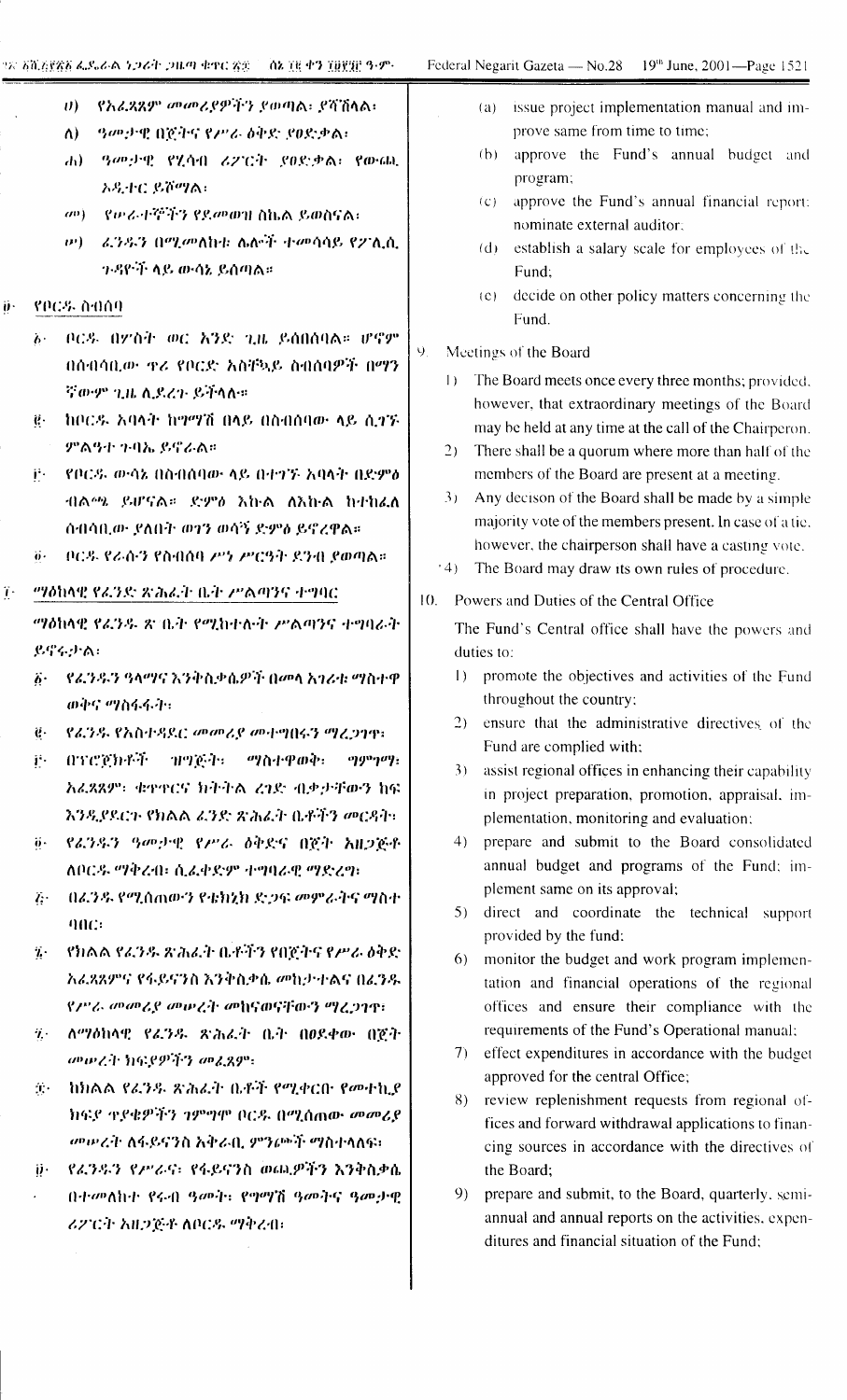ሀ) የአፈጻጸም መመሪያዎችን ያወጣል፥ ያሻሽላል፥

ለ) ዓመታዊ በጀትና የሥራ ዕቅድ ያፀድቃል፥

ሐ) ዓመታዊ የሂሳብ ሪፖርት ያፀድቃል፥ የውጪ ኦዲተር ይሾማል፥

መ) የሠራተኞችን የደመወዝ ስኬል ይወስናል፥

ሠ) ፈንዱን በሚመለከቱ ሌሎች ተመሳሳይ የፖሊሲ ጉዳዮች ላይ ውሳኔ ይሰጣል።

፱· የቦርዱ ስብሰባ

፩· ቦርዱ በሦስት ወር አንድ ጊዜ ይሰበሰባል። ሆኖም በሰብሳቢው ጥሪ የቦርድ አስቸኳይ ስብሰባዎች በማንኛውም ጊዜ ሊደረጉ ይችላሉ።

፪· ከቦርዱ አባላት ከግማሽ በላይ በስብሰባው ላይ ሲገኙ ምልዓተ ጉባኤ ይኖራል።

፫· የቦርዱ ውሳኔ በስብሰባው ላይ በተገኙ አባላት በድምፅ ብልጫ ይሆናል። ድምፅ እኩል ለእኩል ከተከፈለ ሰብሳቢው ያለበት ወገን ወሳኝ ድምፅ ይኖረዋል።

፬· ቦርዱ የራሱን የስብሰባ ሥነ ሥርዓት ደንብ ያወጣል።

፲· ማዕከላዊ የፈንድ ጽሕፈት ቤት ሥልጣንና ተግባር

ማዕከላዊ የፈንዱ ጽ ቤት የሚከተሉት ሥልጣንና ተግባራት ይኖሩታል፥

፩· የፈንዱን ዓላማና እንቅስቃሴዎች በመላ አገሪቱ ማስተዋወቅና ማስፋፋት፥

፪· የፈንዱ የአስተዳደር መመሪያ መተግበሩን ማረጋገጥ፥

፫· በፕሮጀክቶች ዝግጅት፥ ማስተዋወቅ፥ ግምገማ፥ አፈጻጸም፥ ቁጥጥርና ክትትል ረገድ ብቃታቸውን ከፍ እንዲያደርጉ የክልል ፈንድ ጽሕፈት ቤቶችን መርዳት፥

፬· የፈንዱን ዓመታዊ የሥራ ዕቅድና በጀት አዘጋጅቶ ለቦርዱ ማቅረብ፥ ሲፈቀድም ተግባራዊ ማድረግ፥

፭· በፈንዱ የሚሰጠውን የቴክኒክ ድጋፍ መምራትና ማስተባበር፥

፮· የክልል የፈንዱ ጽሕፈት ቤቶችን የበጀትና የሥራ ዕቅድ አፈጻጸምና የፋይናንስ እንቅስቃሴ መከታተልና በፈንዱ የሥራ መመሪያ መሠረት መከናወናቸውን ማረጋገጥ፥

፯· ለማዕከላዊ የፈንዱ ጽሕፈት ቤት በፀደቀው በጀት መሠረት ክፍያዎችን መፈጸም፥

፰· ከክልል የፈንዱ ጽሕፈት ቤቶች የሚቀርቡ የመተኪያ ክፍያ ጥያቄዎችን ገምግሞ ቦርዱ በሚሰጠው መመሪያ መሠረት ለፋይናንስ አቅራቢ ምንጮች ማስተላለፍ፥

፱· የፈንዱን የሥራ፥ የፋይናንስ ወጪዎችን እንቅስቃሴ በተመለከተ የሩብ ዓመት፥ የግማሽ ዓመትና ዓመታዊ ሪፖርት አዘጋጅቶ ለቦርዱ ማቅረብ፥

(a) issue project implementation manual and improve same from time to time;

(b) approve the Fund's annual budget and program;

(c) approve the Fund's annual financial report; nominate external auditor;

(d) establish a salary scale for employees of the Fund;

(e) decide on other policy matters concerning the Fund.

9. Meetings of the Board

1) The Board meets once every three months; provided, however, that extraordinary meetings of the Board may be held at any time at the call of the Chairperon.

2) There shall be a quorum where more than half of the members of the Board are present at a meeting.

3) Any decison of the Board shall be made by a simple majority vote of the members present. In case of a tie, however, the chairperson shall have a casting vote.

4) The Board may draw its own rules of procedure.

10. Powers and Duties of the Central Office

The Fund's Central office shall have the powers and duties to:

1) promote the objectives and activities of the Fund throughout the country;

2) ensure that the administrative directives of the Fund are complied with;

3) assist regional offices in enhancing their capability in project preparation, promotion, appraisal, implementation, monitoring and evaluation;

4) prepare and submit to the Board consolidated annual budget and programs of the Fund; implement same on its approval;

5) direct and coordinate the technical support provided by the fund;

6) monitor the budget and work program implementation and financial operations of the regional offices and ensure their compliance with the requirements of the Fund's Operational manual;

7) effect expenditures in accordance with the budget approved for the central Office;

8) review replenishment requests from regional offices and forward withdrawal applications to financing sources in accordance with the directives of the Board;

9) prepare and submit, to the Board, quarterly, semi-annual and annual reports on the activities, expenditures and financial situation of the Fund;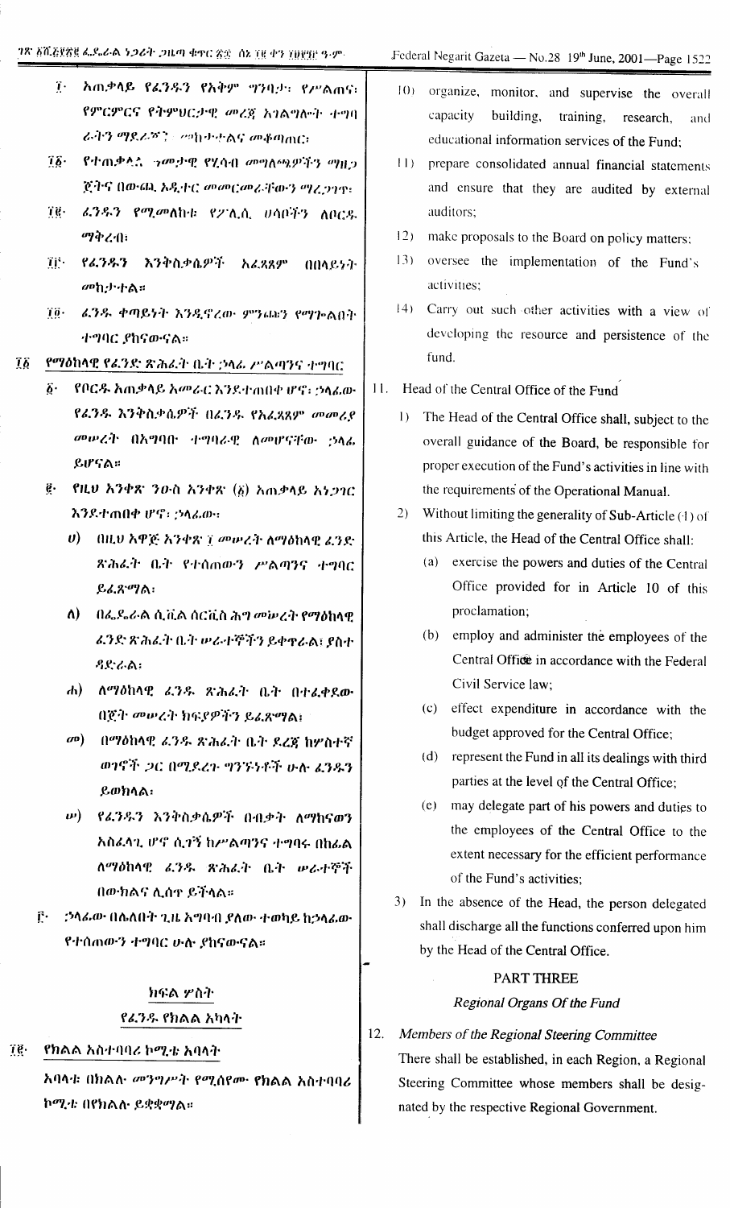፲· አጠቃላዩ የፈንዱን የአቅም ግንባታ፣ የሥልጠና፣ የምርምርና የትምህርታዊ መረጃ አገልግሎት ተግባራትን ማደራጀት፣ መከታተልና መቆጣጠር፣

፲፩· የተጠቃለሉ ዓመታዊ የሂሳብ መግለጫዎችን ማዘጋጀትና በውጪ ኦዲተር መመርመራቸውን ማረጋገጥ፣

፲፪· ፈንዱን የሚመለከቱ የፖሊሲ ሀሳቦችን ለቦርዱ ማቅረብ፣

፲፫· የፈንዱን እንቅስቃሴዎች አፈጻጸም በበላይነት መከታተል፣

፲፬· ፈንዱ ቀጣይነት እንዲኖረው ምንጩን የማጎልበት ተግባር ያከናውናል።

10) organize, monitor, and supervise the overall capacity building, training, research, and educational information services of the Fund;

11) prepare consolidated annual financial statements and ensure that they are audited by external auditors;

12) make proposals to the Board on policy matters;

13) oversee the implementation of the Fund's activities;

14) Carry out such other activities with a view of developing the resource and persistence of the fund.

፲፩ የማዕከላዊ የፈንድ ጽሕፈት ቤት ኃላፊ ሥልጣንና ተግባር

፩· የቦርዱ አጠቃላይ አመራር እንደተጠበቀ ሆኖ፣ ኃላፊው የፈንዱ እንቅስቃሴዎች በፈንዱ የአፈጻጸም መመሪያ መሠረት በአግባቡ ተግባራዊ ለመሆናቸው ኃላፊ ይሆናል።

፪· የዚህ አንቀጽ ንዑስ አንቀጽ (፩) አጠቃላይ አነጋገር እንደተጠበቀ ሆኖ፣ ኃላፊው፦

ሀ) በዚህ አዋጅ አንቀጽ ፲ መሠረት ለማዕከላዊ ፈንድ ጽሕፈት ቤት የተሰጠውን ሥልጣንና ተግባር ይፈጽማል፣

ለ) በፌዴራል ሲቪል ሰርቪስ ሕግ መሠረት የማዕከላዊ ፈንድ ጽሕፈት ቤት ሠራተኞችን ይቀጥራል፣ ያስተዳድራል፣

ሐ) ለማዕከላዊ ፈንዱ ጽሕፈት ቤት በተፈቀደው በጀት መሠረት ክፍያዎችን ይፈጽማል፣

መ) በማዕከላዊ ፈንዱ ጽሕፈት ቤት ደረጃ ከሦስተኛ ወገኖች ጋር በሚደረጉ ግንኙነቶች ሁሉ ፈንዱን ይወክላል፣

ሠ) የፈንዱን እንቅስቃሴዎች በብቃት ለማከናወን አስፈላጊ ሆኖ ሲገኝ ከሥልጣንና ተግባሩ በከፊል ለማዕከላዊ ፈንዱ ጽሕፈት ቤት ሠራተኞች በውክልና ሊሰጥ ይችላል።

፫· ኃላፊው በሌለበት ጊዜ አግባብ ያለው ተወካይ ከኃላፊው የተሰጠውን ተግባር ሁሉ ያከናውናል።

11. Head of the Central Office of the Fund

1) The Head of the Central Office shall, subject to the overall guidance of the Board, be responsible for proper execution of the Fund's activities in line with the requirements of the Operational Manual.

2) Without limiting the generality of Sub-Article (1) of this Article, the Head of the Central Office shall:

(a) exercise the powers and duties of the Central Office provided for in Article 10 of this proclamation;

(b) employ and administer the employees of the Central Office in accordance with the Federal Civil Service law;

(c) effect expenditure in accordance with the budget approved for the Central Office;

(d) represent the Fund in all its dealings with third parties at the level of the Central Office;

(e) may delegate part of his powers and duties to the employees of the Central Office to the extent necessary for the efficient performance of the Fund's activities;

3) In the absence of the Head, the person delegated shall discharge all the functions conferred upon him by the Head of the Central Office.

## ክፍል ሦስት

### የፈንዱ የክልል አካላት

፲፪· የክልል አስተባባሪ ኮሚቴ አባላት

አባላቱ በክልሉ መንግሥት የሚሰየሙ የክልል አስተባባሪ ኮሚቴ በየክልሉ ይቋቋማል።

## PART THREE

### *Regional Organs Of the Fund*

12. *Members of the Regional Steering Committee*

There shall be established, in each Region, a Regional Steering Committee whose members shall be designated by the respective Regional Government.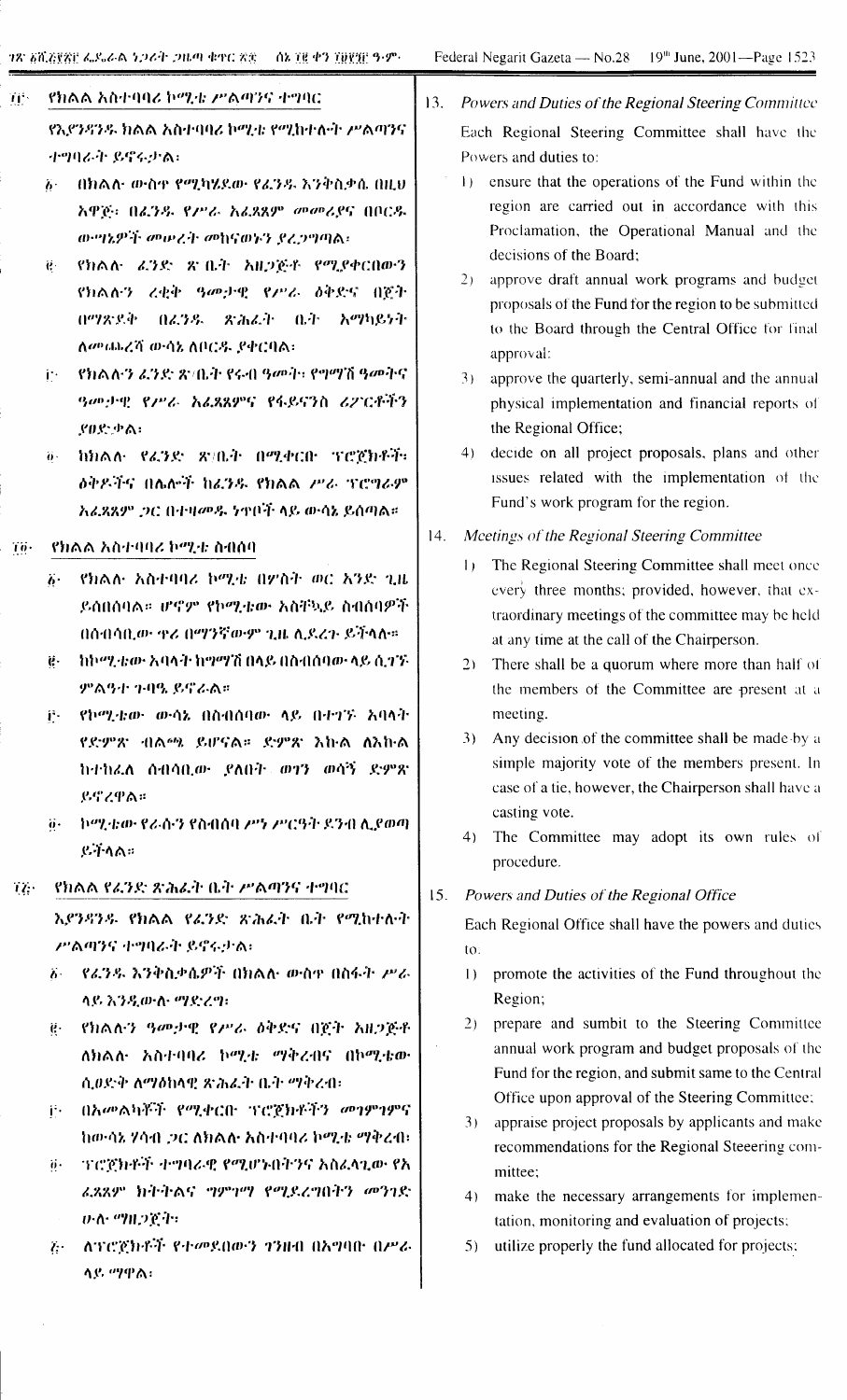፲፫· የክልል አስተባባሪ ኮሚቴ ሥልጣንና ተግባር

የእያንዳንዱ ክልል አስተባባሪ ኮሚቴ የሚከተሉት ሥልጣንና ተግባሮች ይኖሩታል፡

፩· በክልሉ ውስጥ የሚካሄደው የፈንዱ እንቅስቃሴ በዚህ አዋጅ፣ በፈንዱ የሥራ አፈጻጸም መመሪያና በቦርዱ ውሳኔዎች መሠረት መከናወኑን ያረጋግጣል፡

፪· የክልሉ ፈንድ ጽ/ቤት አዘጋጅቶ የሚያቀርበውን የክልሉን ረቂቅ ዓመታዊ የሥራ ዕቅድና በጀት በማጽደቅ በፈንዱ ጽሕፈት ቤት አማካይነት ለመጨረሻ ውሳኔ ለቦርዱ ያቀርባል፡

፫· የክልሉን ፈንድ ጽ/ቤት የሩብ ዓመት፣ የግማሽ ዓመትና ዓመታዊ የሥራ አፈጻጸምና የፋይናንስ ሪፖርቶችን ያፀድቃል፡

፬· ከክልሉ የፈንድ ጽ/ቤት በሚቀርቡ ፕሮጀክቶች፣ ዕቅዶችና በሌሎች ከፈንዱ የክልል ሥራ ፕሮግራም አፈጻጸም ጋር በተዛመዱ ነጥቦች ላይ ውሳኔ ይሰጣል።

፲፬· የክልል አስተባባሪ ኮሚቴ ስብሰባ

፩· የክልሉ አስተባባሪ ኮሚቴ በሦስት ወር አንድ ጊዜ ይሰበሰባል። ሆኖም የኮሚቴው አስቸኳይ ስብሰባዎች በሰብሳቢው ጥሪ በማንኛውም ጊዜ ሊደረጉ ይችላሉ።

፪· ከኮሚቴው አባላት ከግማሽ በላይ በስብሰባው ላይ ሲገኙ ምልዓተ ጉባዔ ይኖራል።

፫· የኮሚቴው ውሳኔ በስብሰባው ላይ በተገኙ አባላት የድምጽ ብልጫ ይሆናል። ድምጽ እኩል ለእኩል ከተከፈለ ሰብሳቢው ያለበት ወገን ወሳኝ ድምጽ ይኖረዋል።

፬· ኮሚቴው የራሱን የስብሰባ ሥነ ሥርዓት ደንብ ሊያወጣ ይችላል።

፲፭· የክልል የፈንድ ጽሕፈት ቤት ሥልጣንና ተግባር

እያንዳንዱ የክልል የፈንድ ጽሕፈት ቤት የሚከተሉት ሥልጣንና ተግባራት ይኖሩታል፡

፩· የፈንዱ እንቅስቃሴዎች በክልሉ ውስጥ በሰፊው ሥራ ላይ እንዲውሉ ማድረግ፣

፪· የክልሉን ዓመታዊ የሥራ ዕቅድና በጀት አዘጋጅቶ ለክልሉ አስተባባሪ ኮሚቴ ማቅረብና በኮሚቴው ሲፀድቅ ለማዕከላዊ ጽሕፈት ቤት ማቅረብ፣

፫· በአመልካቾች የሚቀርቡ ፕሮጀክቶችን መገምገምና ከውሳኔ ሃሳብ ጋር ለክልል አስተባባሪ ኮሚቴ ማቅረብ፣

፬· ፕሮጀክቶች ተግባራዊ የሚሆኑበትንና አስፈላጊው የአፈጻጸም ክትትልና ግምገማ የሚደረግበትን መንገድ ሁሉ ማዘጋጀት፣

፭· ለፕሮጀክቶች የተመደበውን ገንዘብ በአግባቡ በሥራ ላይ ማዋል፣

13. *Powers and Duties of the Regional Steering Committee*

Each Regional Steering Committee shall have the Powers and duties to:

1) ensure that the operations of the Fund within the region are carried out in accordance with this Proclamation, the Operational Manual and the decisions of the Board;

2) approve draft annual work programs and budget proposals of the Fund for the region to be submitted to the Board through the Central Office for final approval;

3) approve the quarterly, semi-annual and the annual physical implementation and financial reports of the Regional Office;

4) decide on all project proposals, plans and other issues related with the implementation of the Fund's work program for the region.

14. *Meetings of the Regional Steering Committee*

1) The Regional Steering Committee shall meet once every three months; provided, however, that extraordinary meetings of the committee may be held at any time at the call of the Chairperson.

2) There shall be a quorum where more than half of the members of the Committee are present at a meeting.

3) Any decision of the committee shall be made by a simple majority vote of the members present. In case of a tie, however, the Chairperson shall have a casting vote.

4) The Committee may adopt its own rules of procedure.

15. *Powers and Duties of the Regional Office*

Each Regional Office shall have the powers and duties to.

1) promote the activities of the Fund throughout the Region;

2) prepare and sumbit to the Steering Committee annual work program and budget proposals of the Fund for the region, and submit same to the Central Office upon approval of the Steering Committee;

3) appraise project proposals by applicants and make recommendations for the Regional Steeering committee;

4) make the necessary arrangements for implementation, monitoring and evaluation of projects;

5) utilize properly the fund allocated for projects;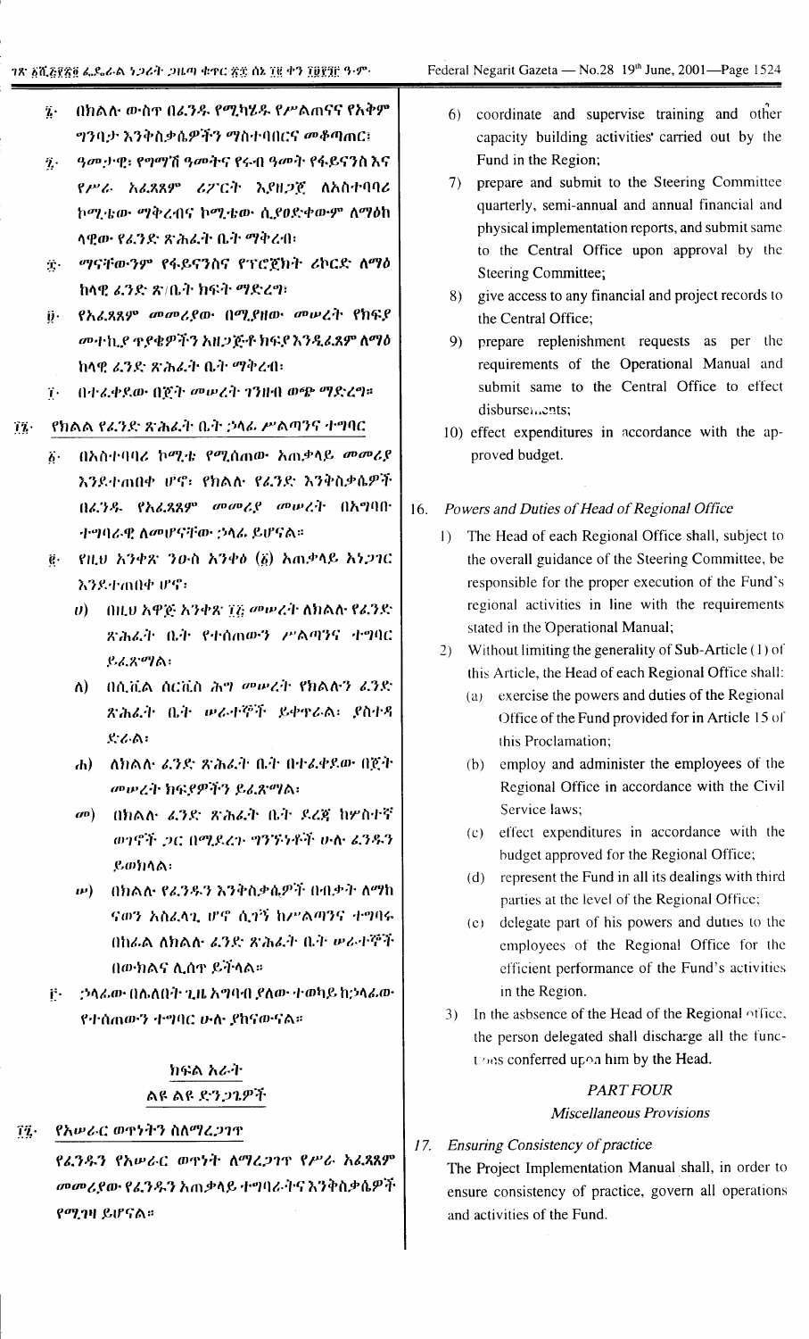፮· በክልሉ ውስጥ በፈንዱ የሚካሄዱ የሥልጠናና የአቅም ግንባታ እንቅስቃሴዎችን ማስተባበርና መቆጣጠር፣

፯· ዓመታዊ፣ የግማሽ ዓመትና የሩብ ዓመት የፋይናንስ እና የሥራ አፈጻጸም ሪፖርት እያዘጋጀ ለአስተባባሪ ኮሚቴው ማቅረብና ኮሚቴው ሲያፀድቀውም ለማዕከላዊው የፈንድ ጽሕፈት ቤት ማቅረብ፣

፰· ማናቸውንም የፋይናንስና የፕሮጀክት ሪከርድ ለማዕከላዊ ፈንድ ጽ/ቤት ክፍት ማድረግ፣

፱· የአፈጻጸም መመሪያው በሚያዘው መሠረት የክፍያ መተኪያ ጥያቄዎችን አዘጋጅቶ ክፍያ እንዲፈጸም ለማዕከላዊ ፈንድ ጽሕፈት ቤት ማቅረብ፣

፲· በተፈቀደው በጀት መሠረት ገንዘብ ወጭ ማድረግ።

፲፮· የክልል የፈንድ ጽሕፈት ቤት ኃላፊ ሥልጣንና ተግባር

፩· በአስተባባሪ ኮሚቴ የሚሰጠው አጠቃላይ መመሪያ እንደተጠበቀ ሆኖ፣ የክልሉ የፈንድ እንቅስቃሴዎች በፈንዱ የአፈጻጸም መመሪያ መሠረት በአግባቡ ተግባራዊ ለመሆናቸው ኃላፊ ይሆናል።

፪· የዚህ አንቀጽ ንዑስ አንቀፅ (፩) አጠቃላይ አነጋገር እንደተጠበቀ ሆኖ፣

ሀ) በዚህ አዋጅ አንቀጽ ፲፭ መሠረት ለክልሉ የፈንድ ጽሕፈት ቤት የተሰጠውን ሥልጣንና ተግባር ይፈጽማል፣

ለ) በሲቪል ሰርቪስ ሕግ መሠረት የክልሉን ፈንድ ጽሕፈት ቤት ሠራተኞች ይቀጥራል፣ ያስተዳድራል፣

ሐ) ለክልሉ ፈንድ ጽሕፈት ቤት በተፈቀደው በጀት መሠረት ክፍያዎችን ይፈጽማል፣

መ) በክልሉ ፈንድ ጽሕፈት ቤት ደረጃ ከሦስተኛ ወገኖች ጋር በሚደረጉ ግንኙነቶች ሁሉ ፈንዱን ይወክላል፣

ሠ) በክልሉ የፈንዱን እንቅስቃሴዎች በብቃት ለማከናወን አስፈላጊ ሆኖ ሲገኝ ከሥልጣንና ተግባሩ በከፊል ለክልሉ ፈንድ ጽሕፈት ቤት ሠራተኞች በውክልና ሊሰጥ ይችላል።

፫· ኃላፊው በሌለበት ጊዜ አግባብ ያለው ተወካይ ከኃላፊው የተሰጠውን ተግባር ሁሉ ያከናውናል።

## ክፍል አራት
## ልዩ ልዩ ድንጋጌዎች

፲፯· የአሠራር ወጥነትን ስለማረጋገጥ

የፈንዱን የአሠራር ወጥነት ለማረጋገጥ የሥራ አፈጻጸም መመሪያው የፈንዱን አጠቃላይ ተግባራትና እንቅስቃሴዎች የሚገዛ ይሆናል።

6) coordinate and supervise training and other capacity building activities carried out by the Fund in the Region;

7) prepare and submit to the Steering Committee quarterly, semi-annual and annual financial and physical implementation reports, and submit same to the Central Office upon approval by the Steering Committee;

8) give access to any financial and project records to the Central Office;

9) prepare replenishment requests as per the requirements of the Operational Manual and submit same to the Central Office to effect disbursements;

10) effect expenditures in accordance with the approved budget.

16. *Powers and Duties of Head of Regional Office*

1) The Head of each Regional Office shall, subject to the overall guidance of the Steering Committee, be responsible for the proper execution of the Fund's regional activities in line with the requirements stated in the Operational Manual;

2) Without limiting the generality of Sub-Article (1) of this Article, the Head of each Regional Office shall:

(a) exercise the powers and duties of the Regional Office of the Fund provided for in Article 15 of this Proclamation;

(b) employ and administer the employees of the Regional Office in accordance with the Civil Service laws;

(c) effect expenditures in accordance with the budget approved for the Regional Office;

(d) represent the Fund in all its dealings with third parties at the level of the Regional Office;

(e) delegate part of his powers and duties to the employees of the Regional Office for the efficient performance of the Fund's activities in the Region.

3) In the asbsence of the Head of the Regional office, the person delegated shall discharge all the functions conferred upon him by the Head.

## *PART FOUR*
## *Miscellaneous Provisions*

17. *Ensuring Consistency of practice*

The Project Implementation Manual shall, in order to ensure consistency of practice, govern all operations and activities of the Fund.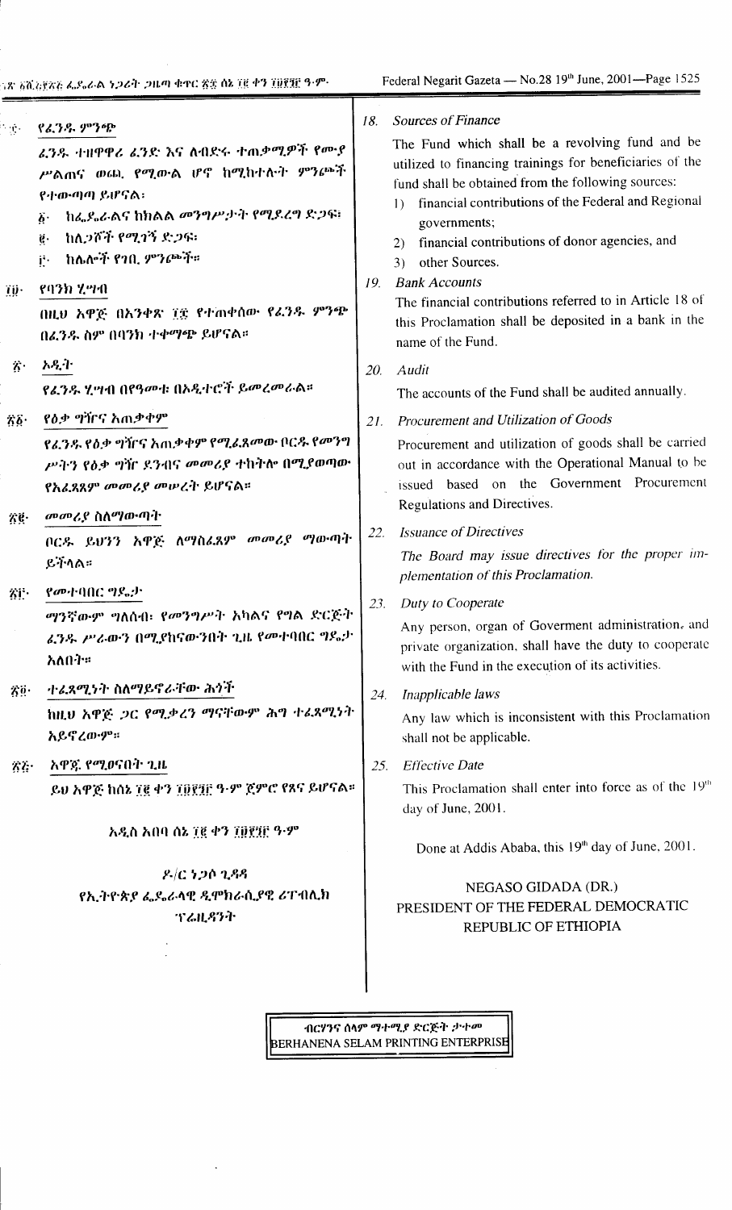፲፰· የፈንዱ ምንጭ

ፈንዱ ተዘዋዋሪ ፈንድ እና ለብድሩ ተጠቃሚዎች የሙያ ሥልጠና ወጪ የሚውል ሆኖ ከሚከተሉት ምንጮች የተውጣጣ ይሆናል፡

፩· ከፌዴራልና ከክልል መንግሥታት የሚደረግ ድጋፍ፣
፪· ከለጋሾች የሚገኝ ድጋፍ፣
፫· ከሌሎች የገቢ ምንጮች።

፲፱· የባንክ ሂሣብ

በዚህ አዋጅ በአንቀጽ ፲፰ የተጠቀሰው የፈንዱ ምንጭ በፈንዱ ስም በባንክ ተቀማጭ ይሆናል።

፳· ኦዲት

የፈንዱ ሂሣብ በየዓመቱ በኦዲተሮች ይመረመራል።

፳፩· የዕቃ ግዥና አጠቃቀም

የፈንዱ የዕቃ ግዥና አጠቃቀም የሚፈጸመው ቦርዱ የመንግሥትን የዕቃ ግዥ ደንብና መመሪያ ተከትሎ በሚያወጣው የአፈጻጸም መመሪያ መሠረት ይሆናል።

፳፪· መመሪያ ስለማውጣት

ቦርዱ ይህንን አዋጅ ለማስፈጸም መመሪያ ማውጣት ይችላል።

፳፫· የመተባበር ግዴታ

ማንኛውም ግለሰብ፣ የመንግሥት አካልና የግል ድርጅት ፈንዱ ሥራውን በሚያከናውንበት ጊዜ የመተባበር ግዴታ አለበት።

፳፬· ተፈጻሚነት ስለማይኖራቸው ሕጎች

ከዚህ አዋጅ ጋር የሚቃረን ማናቸውም ሕግ ተፈጻሚነት አይኖረውም።

፳፭· አዋጁ የሚፀናበት ጊዜ

ይህ አዋጅ ከሰኔ ፲፪ ቀን ፲፱፻፺፫ ዓ·ም ጀምሮ የጸና ይሆናል።

አዲስ አበባ ሰኔ ፲፪ ቀን ፲፱፻፺፫ ዓ·ም

ዶ/ር ነጋሶ ጊዳዳ
የኢትዮጵያ ፌዴራላዊ ዲሞክራሲያዊ ሪፐብሊክ
ፕሬዚዳንት

18. *Sources of Finance*

The Fund which shall be a revolving fund and be utilized to financing trainings for beneficiaries of the fund shall be obtained from the following sources:

1) financial contributions of the Federal and Regional governments;
2) financial contributions of donor agencies, and
3) other Sources.

19. *Bank Accounts*

The financial contributions referred to in Article 18 of this Proclamation shall be deposited in a bank in the name of the Fund.

20. *Audit*

The accounts of the Fund shall be audited annually.

21. *Procurement and Utilization of Goods*

Procurement and utilization of goods shall be carried out in accordance with the Operational Manual to be issued based on the Government Procurement Regulations and Directives.

22. *Issuance of Directives*

*The Board may issue directives for the proper implementation of this Proclamation.*

23. *Duty to Cooperate*

Any person, organ of Goverment administration, and private organization, shall have the duty to cooperate with the Fund in the execution of its activities.

24. *Inapplicable laws*

Any law which is inconsistent with this Proclamation shall not be applicable.

25. *Effective Date*

This Proclamation shall enter into force as of the 19th day of June, 2001.

Done at Addis Ababa, this 19th day of June, 2001.

NEGASO GIDADA (DR.)
PRESIDENT OF THE FEDERAL DEMOCRATIC REPUBLIC OF ETHIOPIA

ብርሃንና ሰላም ማተሚያ ድርጅት ታተመ
BERHANENA SELAM PRINTING ENTERPRISE